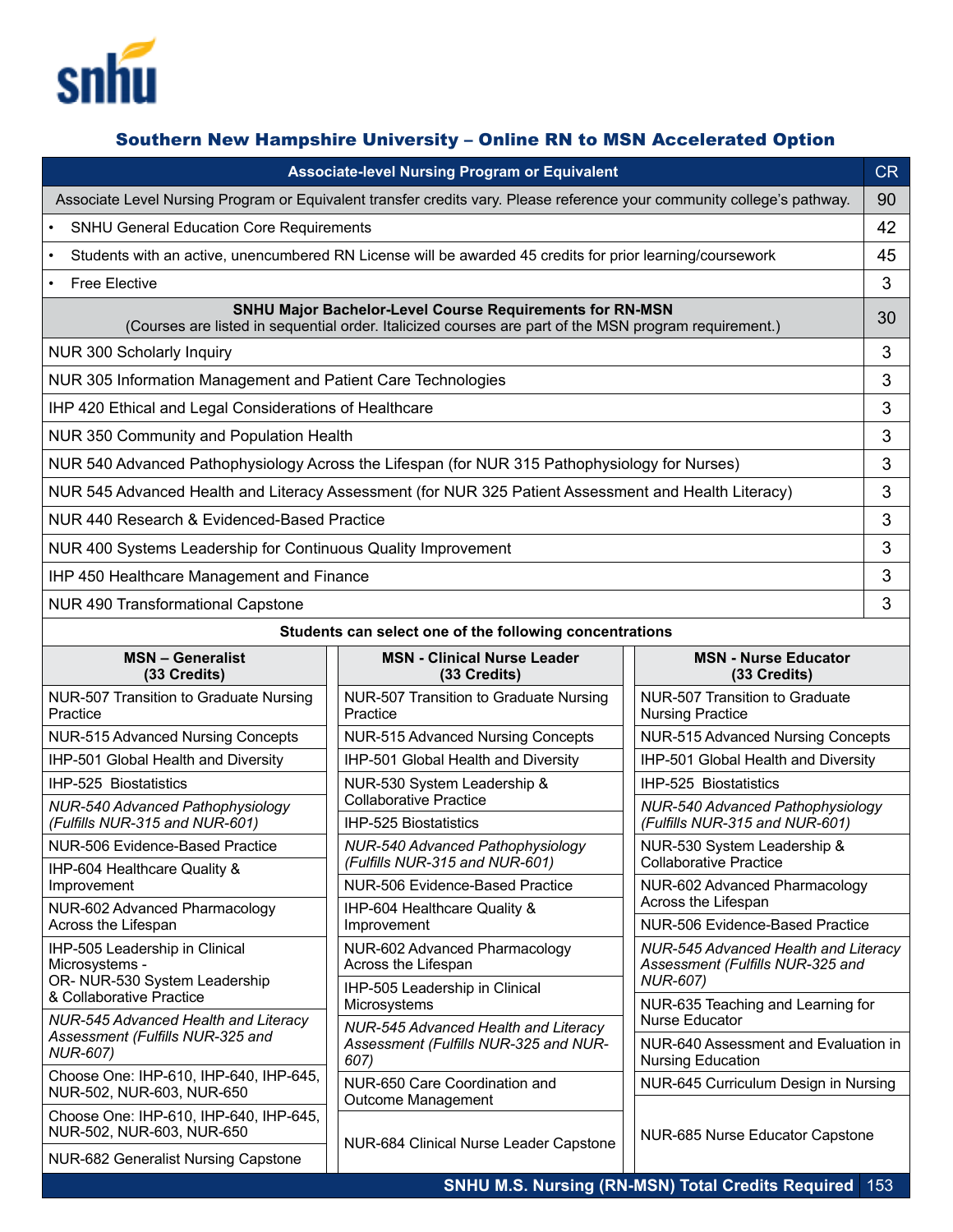## Southern New Hampshire University – Online RN to MSN Accelerated Option

| Associate-level Nursing Program or Equivalent | CR |
| --- | --- |
| Associate Level Nursing Program or Equivalent transfer credits vary. Please reference your community college's pathway. | 90 |
| • SNHU General Education Core Requirements | 42 |
| • Students with an active, unencumbered RN License will be awarded 45 credits for prior learning/coursework | 45 |
| • Free Elective | 3 |
| **SNHU Major Bachelor-Level Course Requirements for RN-MSN** (Courses are listed in sequential order. Italicized courses are part of the MSN program requirement.) | 30 |
| NUR 300 Scholarly Inquiry | 3 |
| NUR 305 Information Management and Patient Care Technologies | 3 |
| IHP 420 Ethical and Legal Considerations of Healthcare | 3 |
| NUR 350 Community and Population Health | 3 |
| NUR 540 Advanced Pathophysiology Across the Lifespan (for NUR 315 Pathophysiology for Nurses) | 3 |
| NUR 545 Advanced Health and Literacy Assessment (for NUR 325 Patient Assessment and Health Literacy) | 3 |
| NUR 440 Research & Evidenced-Based Practice | 3 |
| NUR 400 Systems Leadership for Continuous Quality Improvement | 3 |
| IHP 450 Healthcare Management and Finance | 3 |
| NUR 490 Transformational Capstone | 3 |

**Students can select one of the following concentrations**

| MSN – Generalist (33 Credits) | MSN - Clinical Nurse Leader (33 Credits) | MSN - Nurse Educator (33 Credits) |
| --- | --- | --- |
| NUR-507 Transition to Graduate Nursing Practice | NUR-507 Transition to Graduate Nursing Practice | NUR-507 Transition to Graduate Nursing Practice |
| NUR-515 Advanced Nursing Concepts | NUR-515 Advanced Nursing Concepts | NUR-515 Advanced Nursing Concepts |
| IHP-501 Global Health and Diversity | IHP-501 Global Health and Diversity | IHP-501 Global Health and Diversity |
| IHP-525 Biostatistics | NUR-530 System Leadership & Collaborative Practice | IHP-525 Biostatistics |
| *NUR-540 Advanced Pathophysiology (Fulfills NUR-315 and NUR-601)* | IHP-525 Biostatistics | *NUR-540 Advanced Pathophysiology (Fulfills NUR-315 and NUR-601)* |
| NUR-506 Evidence-Based Practice | *NUR-540 Advanced Pathophysiology (Fulfills NUR-315 and NUR-601)* | NUR-530 System Leadership & Collaborative Practice |
| IHP-604 Healthcare Quality & Improvement | NUR-506 Evidence-Based Practice | NUR-602 Advanced Pharmacology Across the Lifespan |
| NUR-602 Advanced Pharmacology Across the Lifespan | IHP-604 Healthcare Quality & Improvement | NUR-506 Evidence-Based Practice |
| IHP-505 Leadership in Clinical Microsystems - OR- NUR-530 System Leadership & Collaborative Practice | NUR-602 Advanced Pharmacology Across the Lifespan | *NUR-545 Advanced Health and Literacy Assessment (Fulfills NUR-325 and NUR-607)* |
| *NUR-545 Advanced Health and Literacy Assessment (Fulfills NUR-325 and NUR-607)* | IHP-505 Leadership in Clinical Microsystems | NUR-635 Teaching and Learning for Nurse Educator |
| Choose One: IHP-610, IHP-640, IHP-645, NUR-502, NUR-603, NUR-650 | *NUR-545 Advanced Health and Literacy Assessment (Fulfills NUR-325 and NUR-607)* | NUR-640 Assessment and Evaluation in Nursing Education |
| Choose One: IHP-610, IHP-640, IHP-645, NUR-502, NUR-603, NUR-650 | NUR-650 Care Coordination and Outcome Management | NUR-645 Curriculum Design in Nursing |
| NUR-682 Generalist Nursing Capstone | NUR-684 Clinical Nurse Leader Capstone | NUR-685 Nurse Educator Capstone |

**SNHU M.S. Nursing (RN-MSN) Total Credits Required: 153**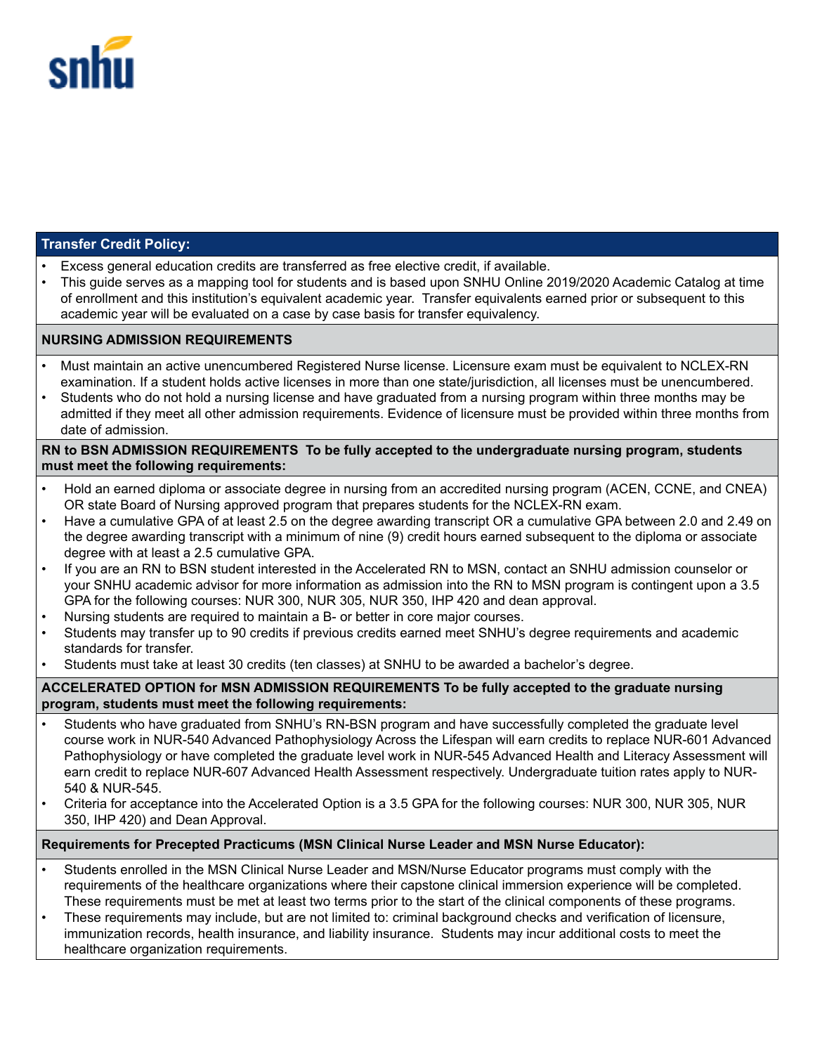## Transfer Credit Policy:

- Excess general education credits are transferred as free elective credit, if available.
- This guide serves as a mapping tool for students and is based upon SNHU Online 2019/2020 Academic Catalog at time of enrollment and this institution's equivalent academic year. Transfer equivalents earned prior or subsequent to this academic year will be evaluated on a case by case basis for transfer equivalency.

## NURSING ADMISSION REQUIREMENTS

- Must maintain an active unencumbered Registered Nurse license. Licensure exam must be equivalent to NCLEX-RN examination. If a student holds active licenses in more than one state/jurisdiction, all licenses must be unencumbered.
- Students who do not hold a nursing license and have graduated from a nursing program within three months may be admitted if they meet all other admission requirements. Evidence of licensure must be provided within three months from date of admission.

## RN to BSN ADMISSION REQUIREMENTS To be fully accepted to the undergraduate nursing program, students must meet the following requirements:

- Hold an earned diploma or associate degree in nursing from an accredited nursing program (ACEN, CCNE, and CNEA) OR state Board of Nursing approved program that prepares students for the NCLEX-RN exam.
- Have a cumulative GPA of at least 2.5 on the degree awarding transcript OR a cumulative GPA between 2.0 and 2.49 on the degree awarding transcript with a minimum of nine (9) credit hours earned subsequent to the diploma or associate degree with at least a 2.5 cumulative GPA.
- If you are an RN to BSN student interested in the Accelerated RN to MSN, contact an SNHU admission counselor or your SNHU academic advisor for more information as admission into the RN to MSN program is contingent upon a 3.5 GPA for the following courses: NUR 300, NUR 305, NUR 350, IHP 420 and dean approval.
- Nursing students are required to maintain a B- or better in core major courses.
- Students may transfer up to 90 credits if previous credits earned meet SNHU's degree requirements and academic standards for transfer.
- Students must take at least 30 credits (ten classes) at SNHU to be awarded a bachelor's degree.

## ACCELERATED OPTION for MSN ADMISSION REQUIREMENTS To be fully accepted to the graduate nursing program, students must meet the following requirements:

- Students who have graduated from SNHU's RN-BSN program and have successfully completed the graduate level course work in NUR-540 Advanced Pathophysiology Across the Lifespan will earn credits to replace NUR-601 Advanced Pathophysiology or have completed the graduate level work in NUR-545 Advanced Health and Literacy Assessment will earn credit to replace NUR-607 Advanced Health Assessment respectively. Undergraduate tuition rates apply to NUR-540 & NUR-545.
- Criteria for acceptance into the Accelerated Option is a 3.5 GPA for the following courses: NUR 300, NUR 305, NUR 350, IHP 420) and Dean Approval.

## Requirements for Precepted Practicums (MSN Clinical Nurse Leader and MSN Nurse Educator):

- Students enrolled in the MSN Clinical Nurse Leader and MSN/Nurse Educator programs must comply with the requirements of the healthcare organizations where their capstone clinical immersion experience will be completed. These requirements must be met at least two terms prior to the start of the clinical components of these programs.
- These requirements may include, but are not limited to: criminal background checks and verification of licensure, immunization records, health insurance, and liability insurance. Students may incur additional costs to meet the healthcare organization requirements.